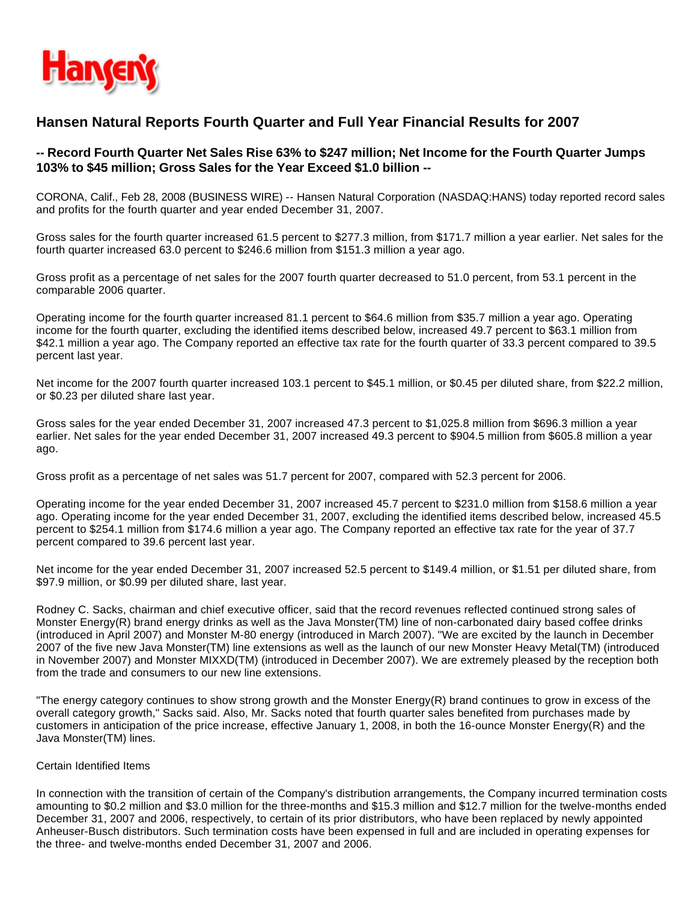Hansen's

# Hansen Natural Reports Fourth Quarter and Full Year Financial Results for 2007

## -- Record Fourth Quarter Net Sales Rise 63% to $247 million; Net Income for the Fourth Quarter Jumps 103% to $45 million; Gross Sales for the Year Exceed $1.0 billion --

CORONA, Calif., Feb 28, 2008 (BUSINESS WIRE) -- Hansen Natural Corporation (NASDAQ:HANS) today reported record sales and profits for the fourth quarter and year ended December 31, 2007.

Gross sales for the fourth quarter increased 61.5 percent to $277.3 million, from $171.7 million a year earlier. Net sales for the fourth quarter increased 63.0 percent to $246.6 million from $151.3 million a year ago.

Gross profit as a percentage of net sales for the 2007 fourth quarter decreased to 51.0 percent, from 53.1 percent in the comparable 2006 quarter.

Operating income for the fourth quarter increased 81.1 percent to $64.6 million from $35.7 million a year ago. Operating income for the fourth quarter, excluding the identified items described below, increased 49.7 percent to $63.1 million from $42.1 million a year ago. The Company reported an effective tax rate for the fourth quarter of 33.3 percent compared to 39.5 percent last year.

Net income for the 2007 fourth quarter increased 103.1 percent to $45.1 million, or $0.45 per diluted share, from $22.2 million, or $0.23 per diluted share last year.

Gross sales for the year ended December 31, 2007 increased 47.3 percent to $1,025.8 million from $696.3 million a year earlier. Net sales for the year ended December 31, 2007 increased 49.3 percent to $904.5 million from $605.8 million a year ago.

Gross profit as a percentage of net sales was 51.7 percent for 2007, compared with 52.3 percent for 2006.

Operating income for the year ended December 31, 2007 increased 45.7 percent to $231.0 million from $158.6 million a year ago. Operating income for the year ended December 31, 2007, excluding the identified items described below, increased 45.5 percent to $254.1 million from $174.6 million a year ago. The Company reported an effective tax rate for the year of 37.7 percent compared to 39.6 percent last year.

Net income for the year ended December 31, 2007 increased 52.5 percent to $149.4 million, or $1.51 per diluted share, from $97.9 million, or $0.99 per diluted share, last year.

Rodney C. Sacks, chairman and chief executive officer, said that the record revenues reflected continued strong sales of Monster Energy(R) brand energy drinks as well as the Java Monster(TM) line of non-carbonated dairy based coffee drinks (introduced in April 2007) and Monster M-80 energy (introduced in March 2007). "We are excited by the launch in December 2007 of the five new Java Monster(TM) line extensions as well as the launch of our new Monster Heavy Metal(TM) (introduced in November 2007) and Monster MIXXD(TM) (introduced in December 2007). We are extremely pleased by the reception both from the trade and consumers to our new line extensions.

"The energy category continues to show strong growth and the Monster Energy(R) brand continues to grow in excess of the overall category growth," Sacks said. Also, Mr. Sacks noted that fourth quarter sales benefited from purchases made by customers in anticipation of the price increase, effective January 1, 2008, in both the 16-ounce Monster Energy(R) and the Java Monster(TM) lines.

Certain Identified Items

In connection with the transition of certain of the Company's distribution arrangements, the Company incurred termination costs amounting to $0.2 million and $3.0 million for the three-months and $15.3 million and $12.7 million for the twelve-months ended December 31, 2007 and 2006, respectively, to certain of its prior distributors, who have been replaced by newly appointed Anheuser-Busch distributors. Such termination costs have been expensed in full and are included in operating expenses for the three- and twelve-months ended December 31, 2007 and 2006.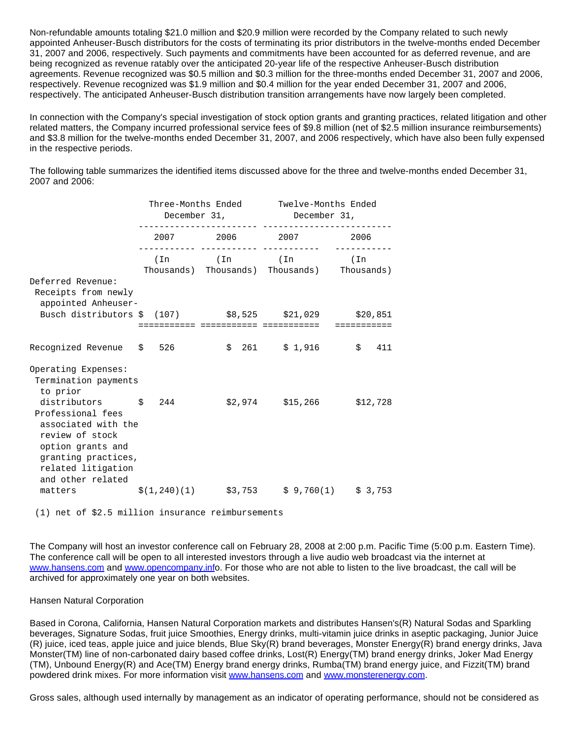Non-refundable amounts totaling $21.0 million and $20.9 million were recorded by the Company related to such newly appointed Anheuser-Busch distributors for the costs of terminating its prior distributors in the twelve-months ended December 31, 2007 and 2006, respectively. Such payments and commitments have been accounted for as deferred revenue, and are being recognized as revenue ratably over the anticipated 20-year life of the respective Anheuser-Busch distribution agreements. Revenue recognized was $0.5 million and $0.3 million for the three-months ended December 31, 2007 and 2006, respectively. Revenue recognized was $1.9 million and $0.4 million for the year ended December 31, 2007 and 2006, respectively. The anticipated Anheuser-Busch distribution transition arrangements have now largely been completed.

In connection with the Company's special investigation of stock option grants and granting practices, related litigation and other related matters, the Company incurred professional service fees of $9.8 million (net of $2.5 million insurance reimbursements) and $3.8 million for the twelve-months ended December 31, 2007, and 2006 respectively, which have also been fully expensed in the respective periods.

The following table summarizes the identified items discussed above for the three and twelve-months ended December 31, 2007 and 2006:

| | Three-Months Ended December 31, | | Twelve-Months Ended December 31, | |
|---|---|---|---|---|
| | 2007 | 2006 | 2007 | 2006 |
| | (In Thousands) | (In Thousands) | (In Thousands) | (In Thousands) |
| Deferred Revenue: | | | | |
| Receipts from newly appointed Anheuser-Busch distributors | $ (107) | $8,525 | $21,029 | $20,851 |
| Recognized Revenue | $ 526 | $ 261 | $ 1,916 | $ 411 |
| Operating Expenses: | | | | |
| Termination payments to prior distributors | $ 244 | $2,974 | $15,266 | $12,728 |
| Professional fees associated with the review of stock option grants and granting practices, related litigation and other related matters | $(1,240)(1) | $3,753 | $ 9,760(1) | $ 3,753 |

(1) net of $2.5 million insurance reimbursements

The Company will host an investor conference call on February 28, 2008 at 2:00 p.m. Pacific Time (5:00 p.m. Eastern Time). The conference call will be open to all interested investors through a live audio web broadcast via the internet at www.hansens.com and www.opencompany.info. For those who are not able to listen to the live broadcast, the call will be archived for approximately one year on both websites.

Hansen Natural Corporation

Based in Corona, California, Hansen Natural Corporation markets and distributes Hansen's(R) Natural Sodas and Sparkling beverages, Signature Sodas, fruit juice Smoothies, Energy drinks, multi-vitamin juice drinks in aseptic packaging, Junior Juice (R) juice, iced teas, apple juice and juice blends, Blue Sky(R) brand beverages, Monster Energy(R) brand energy drinks, Java Monster(TM) line of non-carbonated dairy based coffee drinks, Lost(R) Energy(TM) brand energy drinks, Joker Mad Energy (TM), Unbound Energy(R) and Ace(TM) Energy brand energy drinks, Rumba(TM) brand energy juice, and Fizzit(TM) brand powdered drink mixes. For more information visit www.hansens.com and www.monsterenergy.com.

Gross sales, although used internally by management as an indicator of operating performance, should not be considered as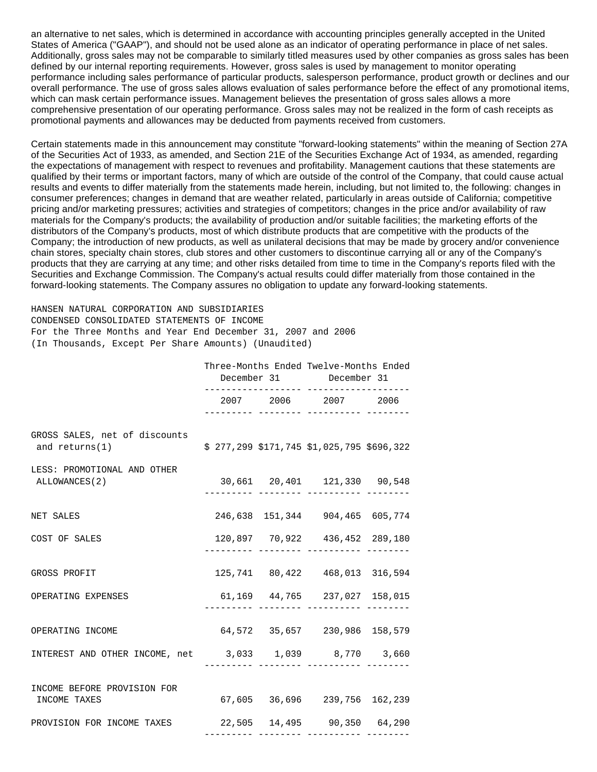an alternative to net sales, which is determined in accordance with accounting principles generally accepted in the United States of America ("GAAP"), and should not be used alone as an indicator of operating performance in place of net sales. Additionally, gross sales may not be comparable to similarly titled measures used by other companies as gross sales has been defined by our internal reporting requirements. However, gross sales is used by management to monitor operating performance including sales performance of particular products, salesperson performance, product growth or declines and our overall performance. The use of gross sales allows evaluation of sales performance before the effect of any promotional items, which can mask certain performance issues. Management believes the presentation of gross sales allows a more comprehensive presentation of our operating performance. Gross sales may not be realized in the form of cash receipts as promotional payments and allowances may be deducted from payments received from customers.

Certain statements made in this announcement may constitute "forward-looking statements" within the meaning of Section 27A of the Securities Act of 1933, as amended, and Section 21E of the Securities Exchange Act of 1934, as amended, regarding the expectations of management with respect to revenues and profitability. Management cautions that these statements are qualified by their terms or important factors, many of which are outside of the control of the Company, that could cause actual results and events to differ materially from the statements made herein, including, but not limited to, the following: changes in consumer preferences; changes in demand that are weather related, particularly in areas outside of California; competitive pricing and/or marketing pressures; activities and strategies of competitors; changes in the price and/or availability of raw materials for the Company's products; the availability of production and/or suitable facilities; the marketing efforts of the distributors of the Company's products, most of which distribute products that are competitive with the products of the Company; the introduction of new products, as well as unilateral decisions that may be made by grocery and/or convenience chain stores, specialty chain stores, club stores and other customers to discontinue carrying all or any of the Company's products that they are carrying at any time; and other risks detailed from time to time in the Company's reports filed with the Securities and Exchange Commission. The Company's actual results could differ materially from those contained in the forward-looking statements. The Company assures no obligation to update any forward-looking statements.

HANSEN NATURAL CORPORATION AND SUBSIDIARIES
CONDENSED CONSOLIDATED STATEMENTS OF INCOME
For the Three Months and Year End December 31, 2007 and 2006
(In Thousands, Except Per Share Amounts) (Unaudited)

| | Three-Months Ended December 31 | | Twelve-Months Ended December 31 | |
|---|---|---|---|---|
| | 2007 | 2006 | 2007 | 2006 |
| GROSS SALES, net of discounts and returns(1) | $ 277,299 | $171,745 | $1,025,795 | $696,322 |
| LESS: PROMOTIONAL AND OTHER ALLOWANCES(2) | 30,661 | 20,401 | 121,330 | 90,548 |
| NET SALES | 246,638 | 151,344 | 904,465 | 605,774 |
| COST OF SALES | 120,897 | 70,922 | 436,452 | 289,180 |
| GROSS PROFIT | 125,741 | 80,422 | 468,013 | 316,594 |
| OPERATING EXPENSES | 61,169 | 44,765 | 237,027 | 158,015 |
| OPERATING INCOME | 64,572 | 35,657 | 230,986 | 158,579 |
| INTEREST AND OTHER INCOME, net | 3,033 | 1,039 | 8,770 | 3,660 |
| INCOME BEFORE PROVISION FOR INCOME TAXES | 67,605 | 36,696 | 239,756 | 162,239 |
| PROVISION FOR INCOME TAXES | 22,505 | 14,495 | 90,350 | 64,290 |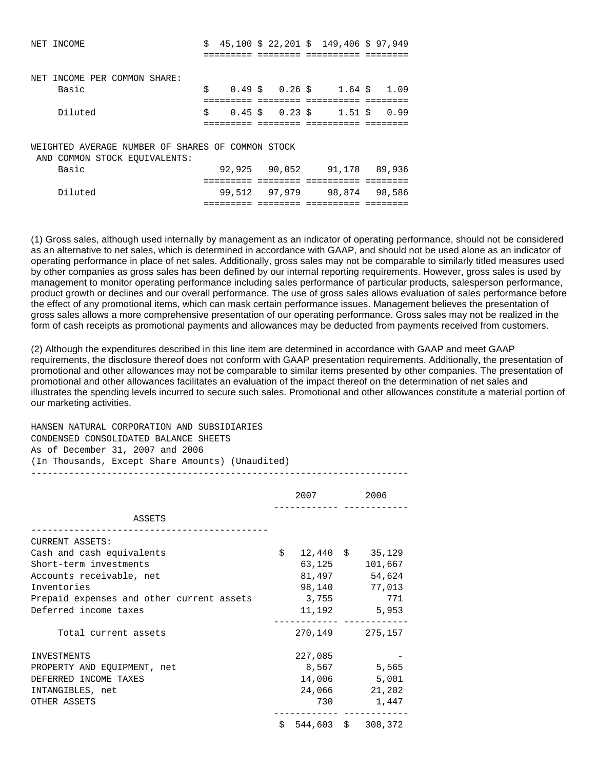| | | | | |
|---|---|---|---|---|
| NET INCOME | $ 45,100 | $ 22,201 | $ 149,406 | $ 97,949 |
| NET INCOME PER COMMON SHARE: | | | | |
| Basic | $ 0.49 | $ 0.26 | $ 1.64 | $ 1.09 |
| Diluted | $ 0.45 | $ 0.23 | $ 1.51 | $ 0.99 |
| WEIGHTED AVERAGE NUMBER OF SHARES OF COMMON STOCK AND COMMON STOCK EQUIVALENTS: | | | | |
| Basic | 92,925 | 90,052 | 91,178 | 89,936 |
| Diluted | 99,512 | 97,979 | 98,874 | 98,586 |

(1) Gross sales, although used internally by management as an indicator of operating performance, should not be considered as an alternative to net sales, which is determined in accordance with GAAP, and should not be used alone as an indicator of operating performance in place of net sales. Additionally, gross sales may not be comparable to similarly titled measures used by other companies as gross sales has been defined by our internal reporting requirements. However, gross sales is used by management to monitor operating performance including sales performance of particular products, salesperson performance, product growth or declines and our overall performance. The use of gross sales allows evaluation of sales performance before the effect of any promotional items, which can mask certain performance issues. Management believes the presentation of gross sales allows a more comprehensive presentation of our operating performance. Gross sales may not be realized in the form of cash receipts as promotional payments and allowances may be deducted from payments received from customers.

(2) Although the expenditures described in this line item are determined in accordance with GAAP and meet GAAP requirements, the disclosure thereof does not conform with GAAP presentation requirements. Additionally, the presentation of promotional and other allowances may not be comparable to similar items presented by other companies. The presentation of promotional and other allowances facilitates an evaluation of the impact thereof on the determination of net sales and illustrates the spending levels incurred to secure such sales. Promotional and other allowances constitute a material portion of our marketing activities.

HANSEN NATURAL CORPORATION AND SUBSIDIARIES
CONDENSED CONSOLIDATED BALANCE SHEETS
As of December 31, 2007 and 2006
(In Thousands, Except Share Amounts) (Unaudited)

| | 2007 | 2006 |
|---|---|---|
| **ASSETS** | | |
| CURRENT ASSETS: | | |
| Cash and cash equivalents | $ 12,440 | $ 35,129 |
| Short-term investments | 63,125 | 101,667 |
| Accounts receivable, net | 81,497 | 54,624 |
| Inventories | 98,140 | 77,013 |
| Prepaid expenses and other current assets | 3,755 | 771 |
| Deferred income taxes | 11,192 | 5,953 |
| Total current assets | 270,149 | 275,157 |
| INVESTMENTS | 227,085 | - |
| PROPERTY AND EQUIPMENT, net | 8,567 | 5,565 |
| DEFERRED INCOME TAXES | 14,006 | 5,001 |
| INTANGIBLES, net | 24,066 | 21,202 |
| OTHER ASSETS | 730 | 1,447 |
| | $ 544,603 | $ 308,372 |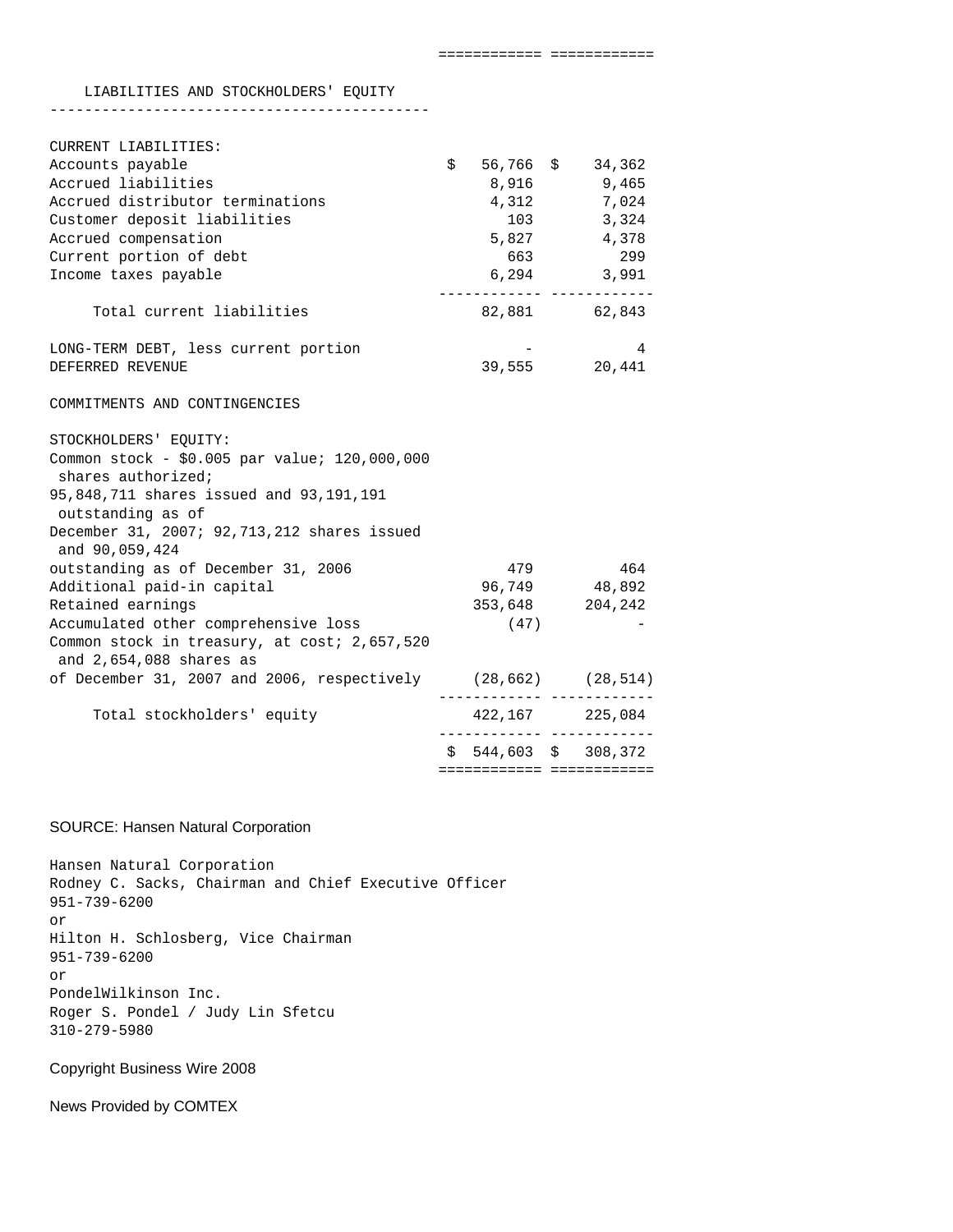## LIABILITIES AND STOCKHOLDERS' EQUITY

| | | |
|---|---|---|
| **CURRENT LIABILITIES:** | | |
| Accounts payable | $ 56,766 | $ 34,362 |
| Accrued liabilities | 8,916 | 9,465 |
| Accrued distributor terminations | 4,312 | 7,024 |
| Customer deposit liabilities | 103 | 3,324 |
| Accrued compensation | 5,827 | 4,378 |
| Current portion of debt | 663 | 299 |
| Income taxes payable | 6,294 | 3,991 |
| Total current liabilities | 82,881 | 62,843 |
| LONG-TERM DEBT, less current portion | - | 4 |
| DEFERRED REVENUE | 39,555 | 20,441 |
| COMMITMENTS AND CONTINGENCIES | | |
| **STOCKHOLDERS' EQUITY:** | | |
| Common stock - $0.005 par value; 120,000,000 shares authorized; 95,848,711 shares issued and 93,191,191 outstanding as of December 31, 2007; 92,713,212 shares issued and 90,059,424 outstanding as of December 31, 2006 | 479 | 464 |
| Additional paid-in capital | 96,749 | 48,892 |
| Retained earnings | 353,648 | 204,242 |
| Accumulated other comprehensive loss | (47) | - |
| Common stock in treasury, at cost; 2,657,520 and 2,654,088 shares as of December 31, 2007 and 2006, respectively | (28,662) | (28,514) |
| Total stockholders' equity | 422,167 | 225,084 |
| | $ 544,603 | $ 308,372 |

SOURCE: Hansen Natural Corporation

Hansen Natural Corporation
Rodney C. Sacks, Chairman and Chief Executive Officer
951-739-6200
or
Hilton H. Schlosberg, Vice Chairman
951-739-6200
or
PondelWilkinson Inc.
Roger S. Pondel / Judy Lin Sfetcu
310-279-5980

Copyright Business Wire 2008

News Provided by COMTEX